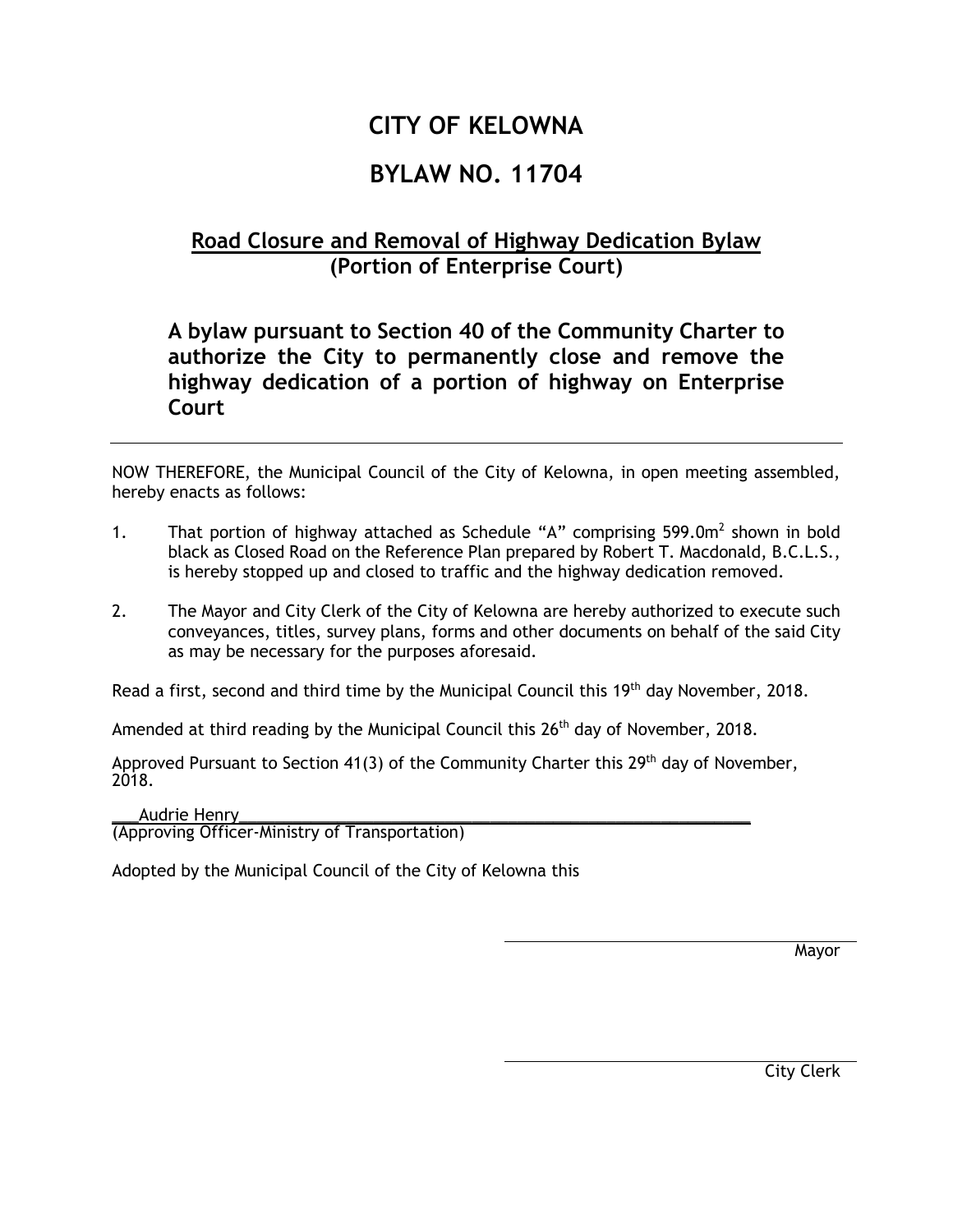# CITY OF KELOWNA

# BYLAW NO. 11704

## Road Closure and Removal of Highway Dedication Bylaw (Portion of Enterprise Court)

### A bylaw pursuant to Section 40 of the Community Charter to authorize the City to permanently close and remove the highway dedication of a portion of highway on Enterprise Court

---

NOW THEREFORE, the Municipal Council of the City of Kelowna, in open meeting assembled, hereby enacts as follows:

1. That portion of highway attached as Schedule "A" comprising 599.0m$^2$ shown in bold black as Closed Road on the Reference Plan prepared by Robert T. Macdonald, B.C.L.S., is hereby stopped up and closed to traffic and the highway dedication removed.

2. The Mayor and City Clerk of the City of Kelowna are hereby authorized to execute such conveyances, titles, survey plans, forms and other documents on behalf of the said City as may be necessary for the purposes aforesaid.

Read a first, second and third time by the Municipal Council this 19th day November, 2018.

Amended at third reading by the Municipal Council this 26th day of November, 2018.

Approved Pursuant to Section 41(3) of the Community Charter this 29th day of November, 2018.

Audrie Henry
(Approving Officer-Ministry of Transportation)

Adopted by the Municipal Council of the City of Kelowna this

Mayor

City Clerk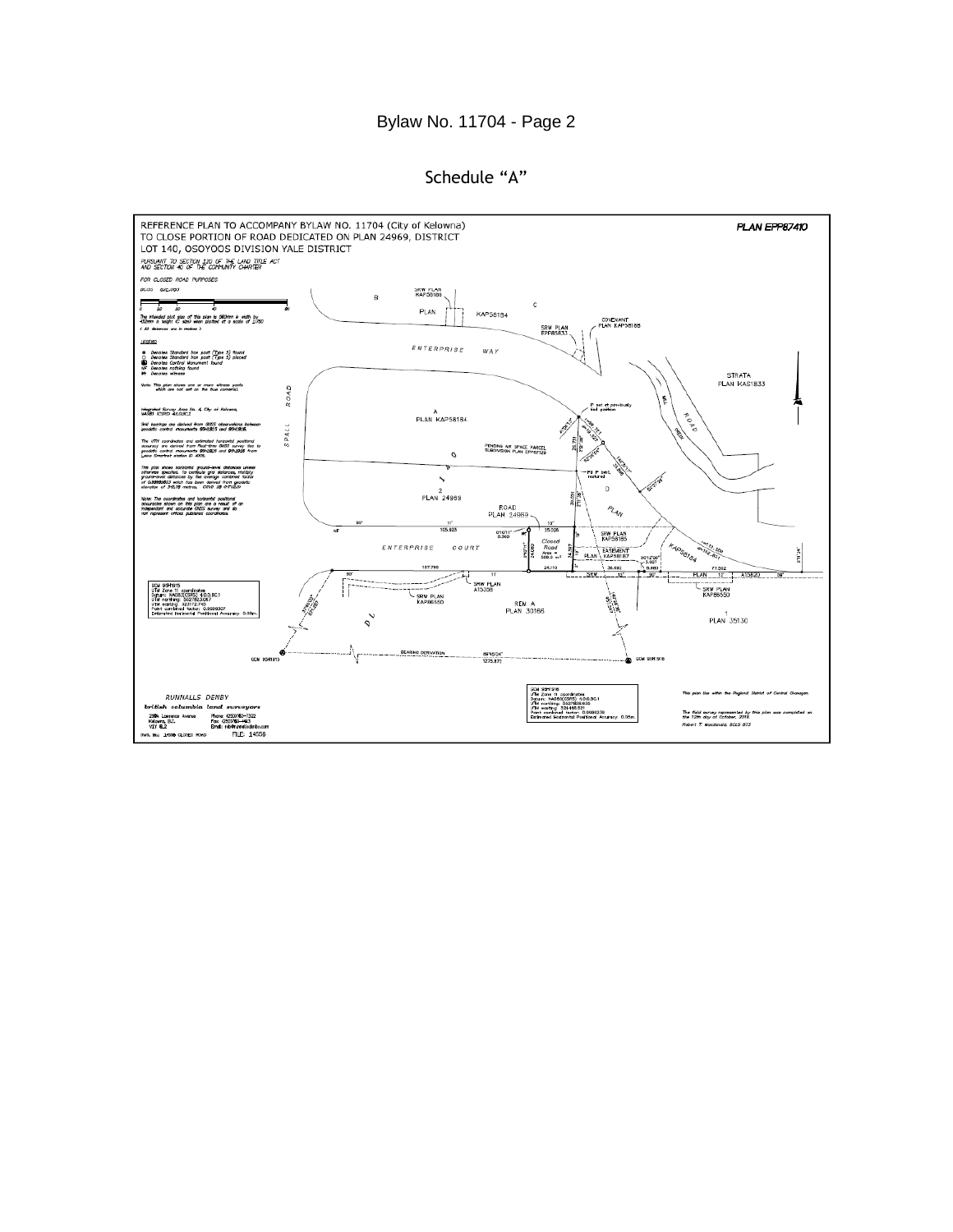Bylaw No. 11704 - Page 2

# Schedule "A"

REFERENCE PLAN TO ACCOMPANY BYLAW NO. 11704 (City of Kelowna)
TO CLOSE PORTION OF ROAD DEDICATED ON PLAN 24969, DISTRICT
LOT 140, OSOYOOS DIVISION YALE DISTRICT

PLAN EPP87410

PURSUANT TO SECTION 120 OF THE LAND TITLE ACT
AND SECTION 40 OF THE COMMUNITY CHARTER

FOR CLOSED ROAD PURPOSES

The intended plot size of this plan is 560mm in width by 432mm in height (C size) when plotted at a scale of 1:750

( All distances are in metres )

LEGEND

- Denotes Standard Iron post (Type 3) found
- Denotes Standard Iron post (Type 3) placed
- Denotes Control Monument found
- NF Denotes nothing found
- Denotes witness

Note: This plan shows one or more witness posts which are not set on the true corner(s).

Integrated Survey Area No. 4, City of Kelowna, NAD83 (CSRS) 4.0.0.BC.1

Grid bearings are derived from GNSS observations between geodetic control monuments 99H1915 and 99H1916.

The UTM coordinates and estimated horizontal positional accuracy are derived from Real-time GNSS survey ties to geodetic control monuments 99H1915 and 99H1916 from Lakes Smartnet station ID 4005.

This plan shows horizontal ground-level distances unless otherwise specified. To compute grid distances, multiply ground-level distances by the average combined factor of 0.9996903 which has been derived from geodetic elevation of 346.78 metres. CGVD 28 (HT2.0)

Note: The coordinates and horizontal positional accuracies shown on this plan are a result of an independent and accurate GNSS survey and do not represent official published coordinates.

ENTERPRISE WAY

SPALL ROAD

ENTERPRISE COURT

Closed Road Area = 369.5 m²

GCM 99H1915
UTM Zone 11 coordinates
Datum: NAD83(CSRS) 4.0.0.BC.1
UTM northing: 5527823.067
UTM easting: 322172.743
Point combined factor: 0.9996907
Estimated Horizontal Positional Accuracy: 0.05m

GCM 99H1916
UTM Zone 11 coordinates
Datum: NAD83(CSRS) 4.0.0.BC.1
UTM northing: 5527835.835
UTM easting: 324448.531
Point combined factor: 0.9996939
Estimated Horizontal Positional Accuracy: 0.05m

BEARING DERIVATION 89°15'04" 1275.872

This plan lies within the Regional District of Central Okanagan.

The field survey represented by this plan was completed on the 12th day of October, 2016.

Robert T. Macdonald, BCLS 873

RUNNALLS DENBY
british columbia land surveyors
2984 Lawrence Avenue
Kelowna, B.C.
V1Y 6L2
Phone: (250)763-7322
Fax: (250)763-4413
Email: rdi@runnallsdenby.com

DWG. No. 14568 CLOSED ROAD
FILE: 14568